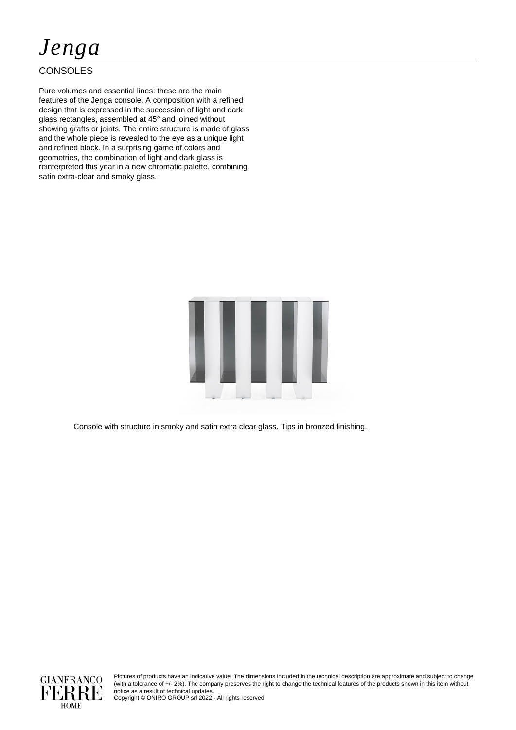# *Jenga*

## CONSOLES

Pure volumes and essential lines: these are the main features of the Jenga console. A composition with a refined design that is expressed in the succession of light and dark glass rectangles, assembled at 45° and joined without showing grafts or joints. The entire structure is made of glass and the whole piece is revealed to the eye as a unique light and refined block. In a surprising game of colors and geometries, the combination of light and dark glass is reinterpreted this year in a new chromatic palette, combining satin extra-clear and smoky glass.

Console with structure in smoky and satin extra clear glass. Tips in bronzed finishing.

GIANFRANCO FERRE HOME

Pictures of products have an indicative value. The dimensions included in the technical description are approximate and subject to change (with a tolerance of +/- 2%). The company preserves the right to change the technical features of the products shown in this item without notice as a result of technical updates.
Copyright © ONIRO GROUP srl 2022 - All rights reserved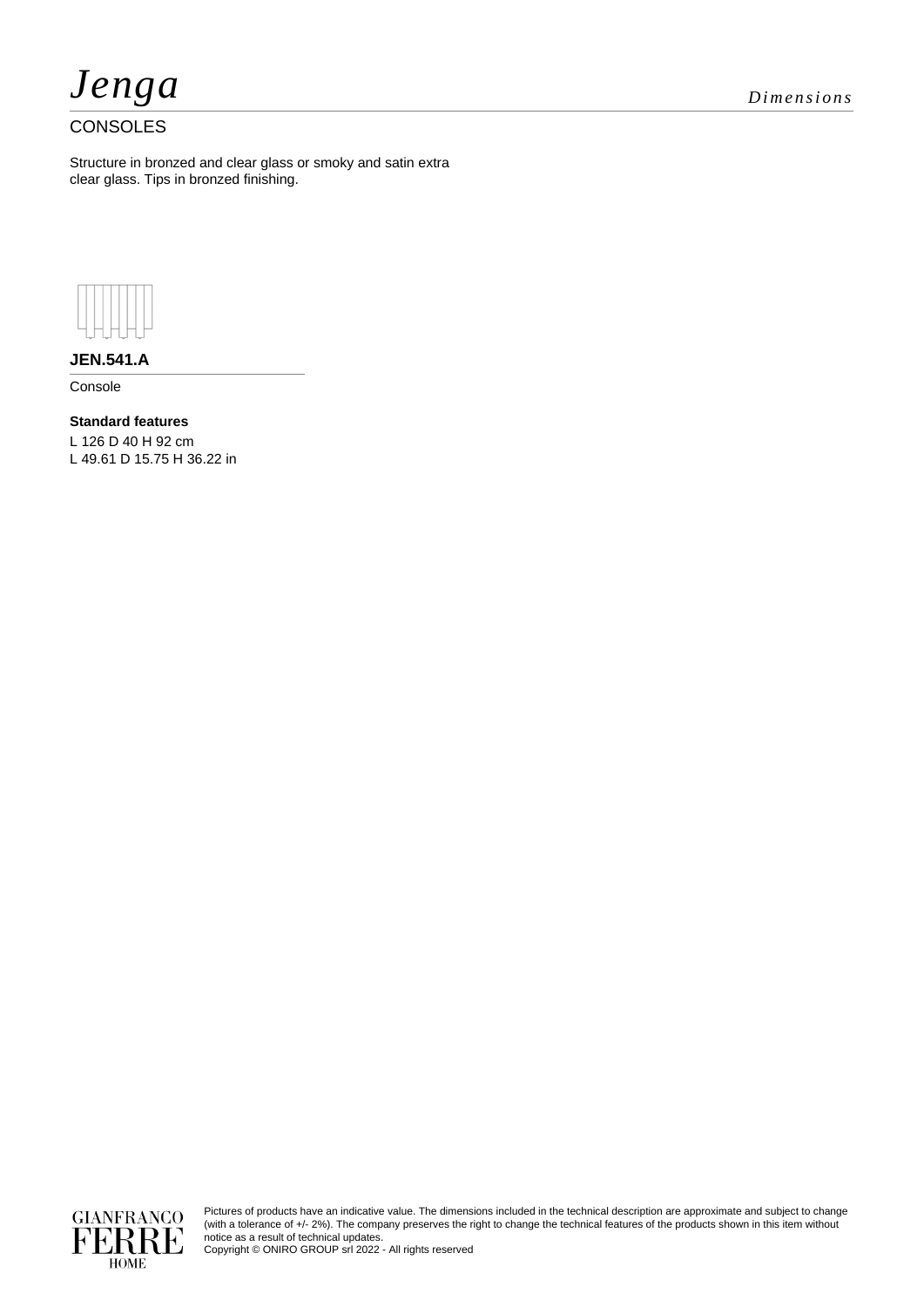# *Jenga*

*Dimensions*

CONSOLES

Structure in bronzed and clear glass or smoky and satin extra clear glass. Tips in bronzed finishing.

**JEN.541.A**

Console

**Standard features**

L 126 D 40 H 92 cm
L 49.61 D 15.75 H 36.22 in

Pictures of products have an indicative value. The dimensions included in the technical description are approximate and subject to change (with a tolerance of +/- 2%). The company preserves the right to change the technical features of the products shown in this item without notice as a result of technical updates.
Copyright © ONIRO GROUP srl 2022 - All rights reserved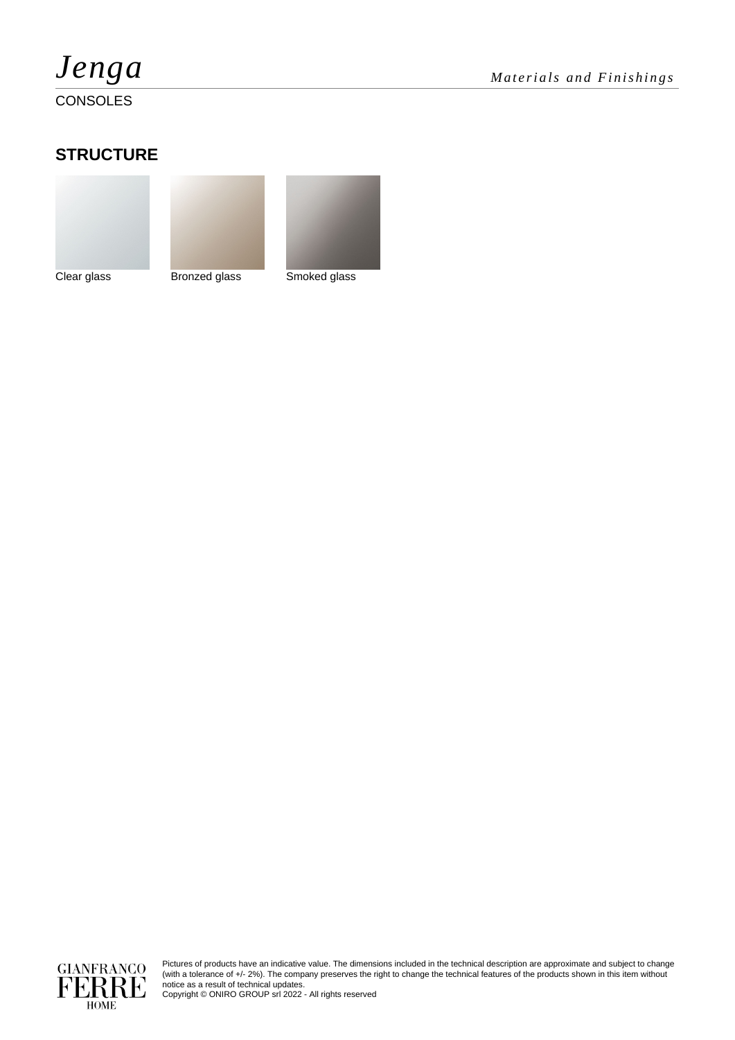# *Jenga*

*Materials and Finishings*

CONSOLES

## STRUCTURE

Clear glass

Bronzed glass

Smoked glass

Pictures of products have an indicative value. The dimensions included in the technical description are approximate and subject to change (with a tolerance of +/- 2%). The company preserves the right to change the technical features of the products shown in this item without notice as a result of technical updates.
Copyright © ONIRO GROUP srl 2022 - All rights reserved